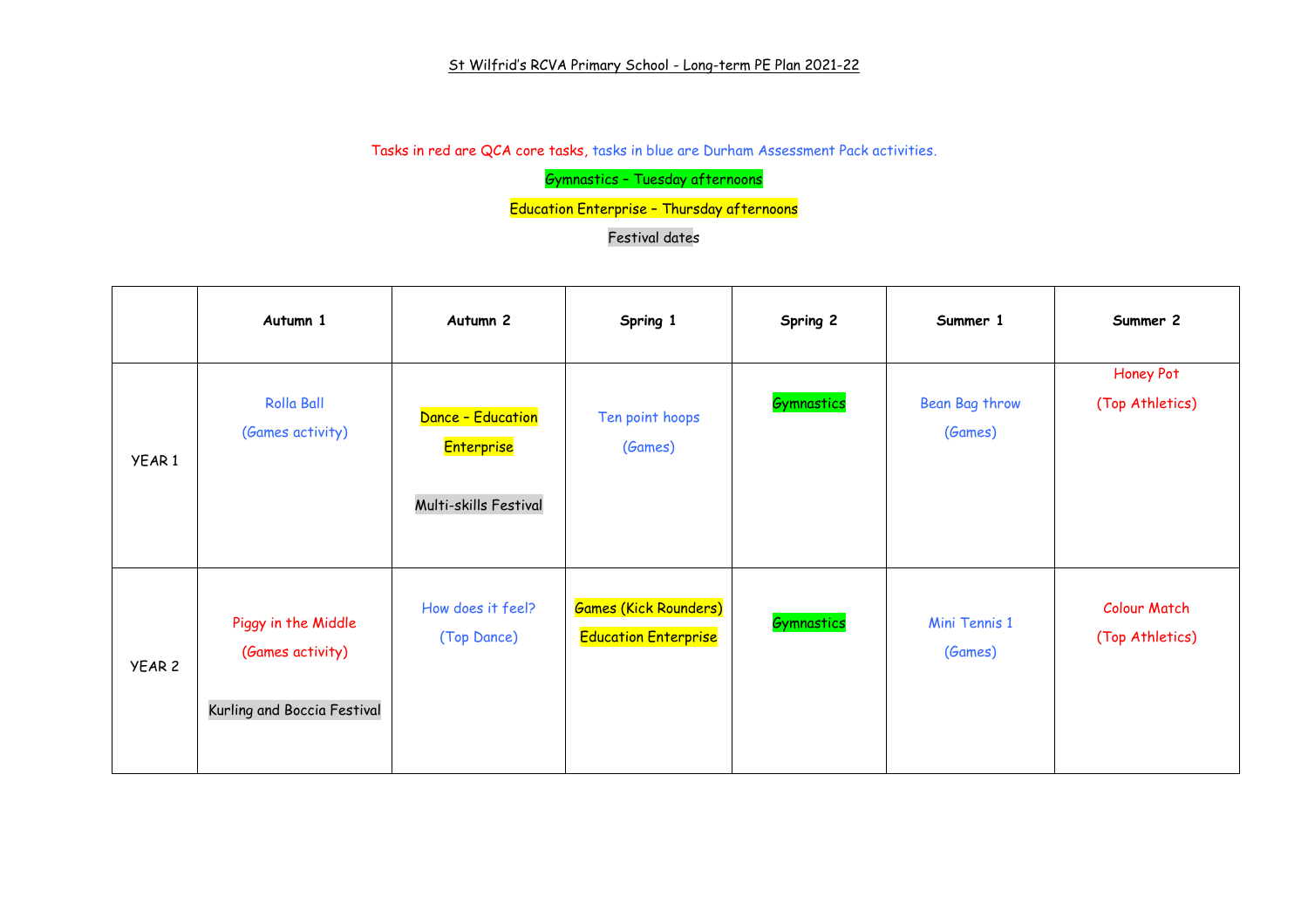St Wilfrid's RCVA Primary School - Long-term PE Plan 2021-22

Tasks in red are QCA core tasks, tasks in blue are Durham Assessment Pack activities.

Gymnastics – Tuesday afternoons

Education Enterprise – Thursday afternoons

Festival dates

| | Autumn 1 | Autumn 2 | Spring 1 | Spring 2 | Summer 1 | Summer 2 |
|---|---|---|---|---|---|---|
| YEAR 1 | Rolla Ball (Games activity) | Dance – Education Enterprise<br><br>Multi-skills Festival | Ten point hoops (Games) | Gymnastics | Bean Bag throw (Games) | Honey Pot (Top Athletics) |
| YEAR 2 | Piggy in the Middle (Games activity)<br><br>Kurling and Boccia Festival | How does it feel? (Top Dance) | Games (Kick Rounders) Education Enterprise | Gymnastics | Mini Tennis 1 (Games) | Colour Match (Top Athletics) |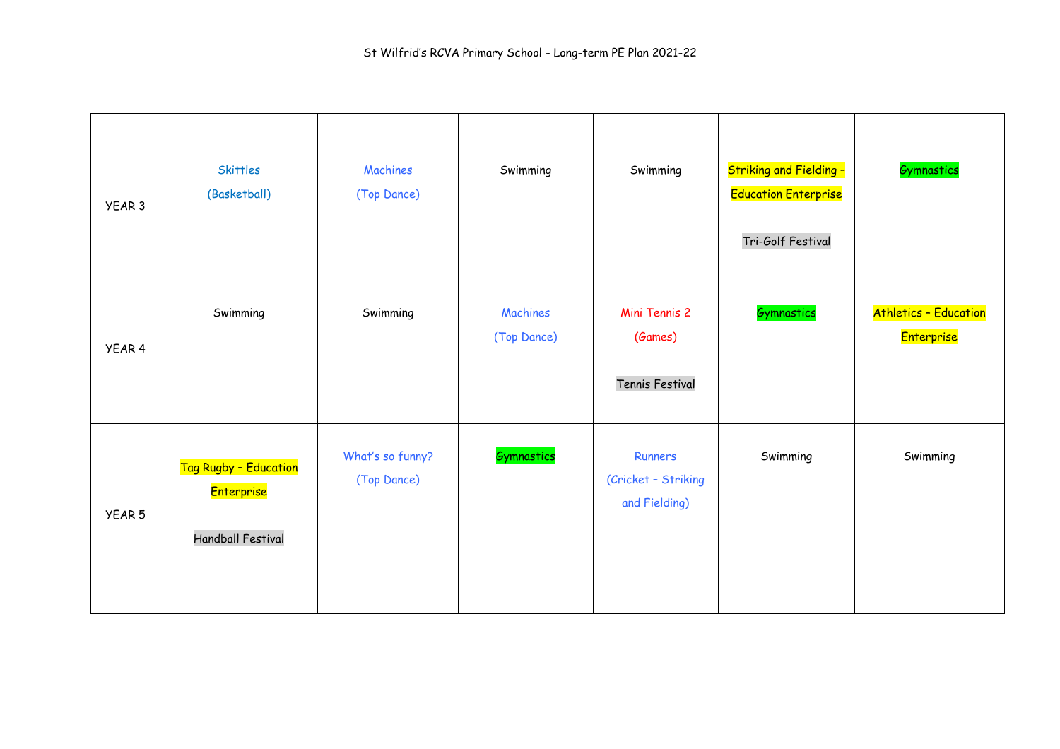St Wilfrid's RCVA Primary School - Long-term PE Plan 2021-22

| | | | | | | |
|---|---|---|---|---|---|---|
| YEAR 3 | Skittles (Basketball) | Machines (Top Dance) | Swimming | Swimming | Striking and Fielding – Education Enterprise<br><br>Tri-Golf Festival | Gymnastics |
| YEAR 4 | Swimming | Swimming | Machines (Top Dance) | Mini Tennis 2 (Games)<br><br>Tennis Festival | Gymnastics | Athletics – Education Enterprise |
| YEAR 5 | Tag Rugby – Education Enterprise<br><br>Handball Festival | What's so funny? (Top Dance) | Gymnastics | Runners (Cricket – Striking and Fielding) | Swimming | Swimming |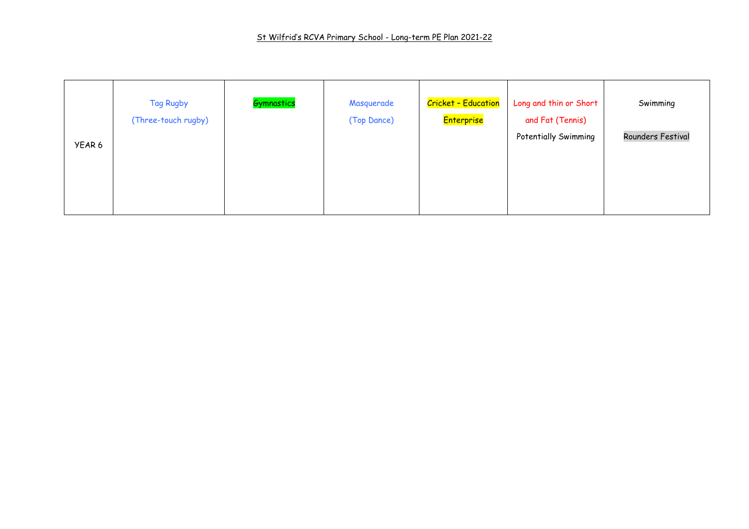St Wilfrid's RCVA Primary School - Long-term PE Plan 2021-22

| | | | | | | |
|---|---|---|---|---|---|---|
| YEAR 6 | Tag Rugby (Three-touch rugby) | Gymnastics | Masquerade (Top Dance) | Cricket – Education Enterprise | Long and thin or Short and Fat (Tennis)<br>Potentially Swimming | Swimming<br>Rounders Festival |